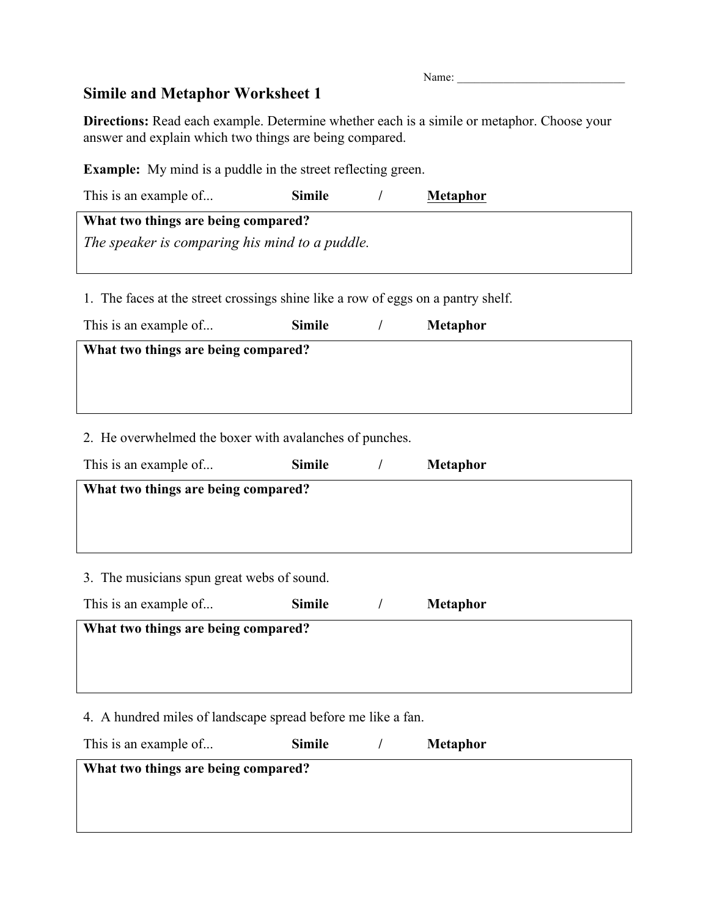Name: ______________________________

# Simile and Metaphor Worksheet 1

**Directions:** Read each example. Determine whether each is a simile or metaphor. Choose your answer and explain which two things are being compared.

**Example:** My mind is a puddle in the street reflecting green.

This is an example of... **Simile** / **<u>Metaphor</u>**

**What two things are being compared?**

*The speaker is comparing his mind to a puddle.*

1. The faces at the street crossings shine like a row of eggs on a pantry shelf.

This is an example of... **Simile** / **Metaphor**

**What two things are being compared?**

2. He overwhelmed the boxer with avalanches of punches.

This is an example of... **Simile** / **Metaphor**

**What two things are being compared?**

3. The musicians spun great webs of sound.

This is an example of... **Simile** / **Metaphor**

**What two things are being compared?**

4. A hundred miles of landscape spread before me like a fan.

This is an example of... **Simile** / **Metaphor**

**What two things are being compared?**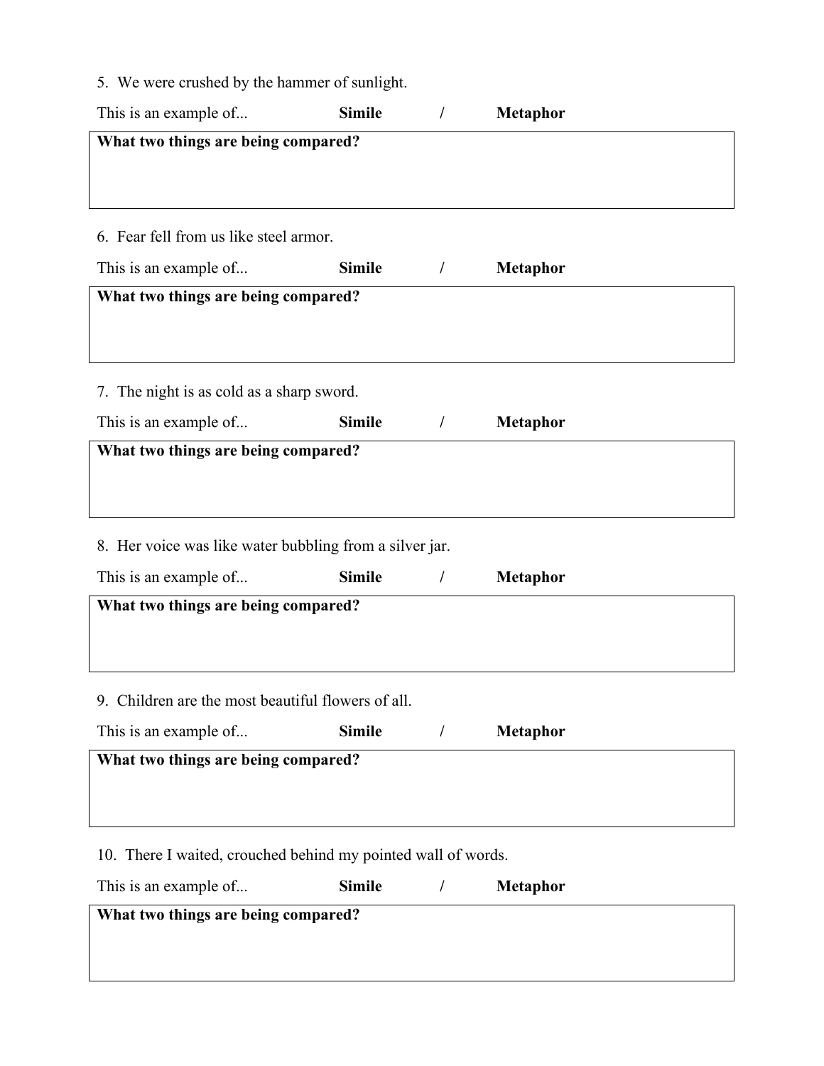5. We were crushed by the hammer of sunlight.

This is an example of... **Simile** / **Metaphor**

**What two things are being compared?**

6. Fear fell from us like steel armor.

This is an example of... **Simile** / **Metaphor**

**What two things are being compared?**

7. The night is as cold as a sharp sword.

This is an example of... **Simile** / **Metaphor**

**What two things are being compared?**

8. Her voice was like water bubbling from a silver jar.

This is an example of... **Simile** / **Metaphor**

**What two things are being compared?**

9. Children are the most beautiful flowers of all.

This is an example of... **Simile** / **Metaphor**

**What two things are being compared?**

10. There I waited, crouched behind my pointed wall of words.

This is an example of... **Simile** / **Metaphor**

**What two things are being compared?**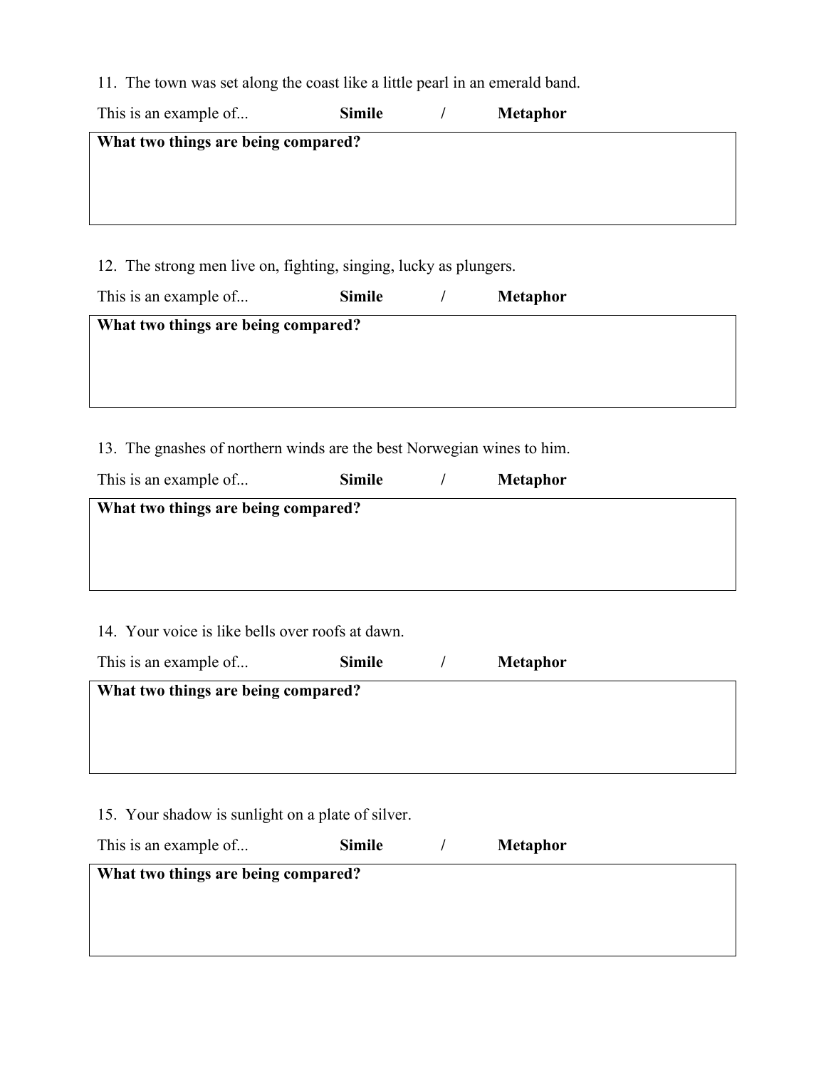11. The town was set along the coast like a little pearl in an emerald band.

This is an example of... **Simile** / **Metaphor**

| **What two things are being compared?** |
| --- |
| |

12. The strong men live on, fighting, singing, lucky as plungers.

This is an example of... **Simile** / **Metaphor**

| **What two things are being compared?** |
| --- |
| |

13. The gnashes of northern winds are the best Norwegian wines to him.

This is an example of... **Simile** / **Metaphor**

| **What two things are being compared?** |
| --- |
| |

14. Your voice is like bells over roofs at dawn.

This is an example of... **Simile** / **Metaphor**

| **What two things are being compared?** |
| --- |
| |

15. Your shadow is sunlight on a plate of silver.

This is an example of... **Simile** / **Metaphor**

| **What two things are being compared?** |
| --- |
| |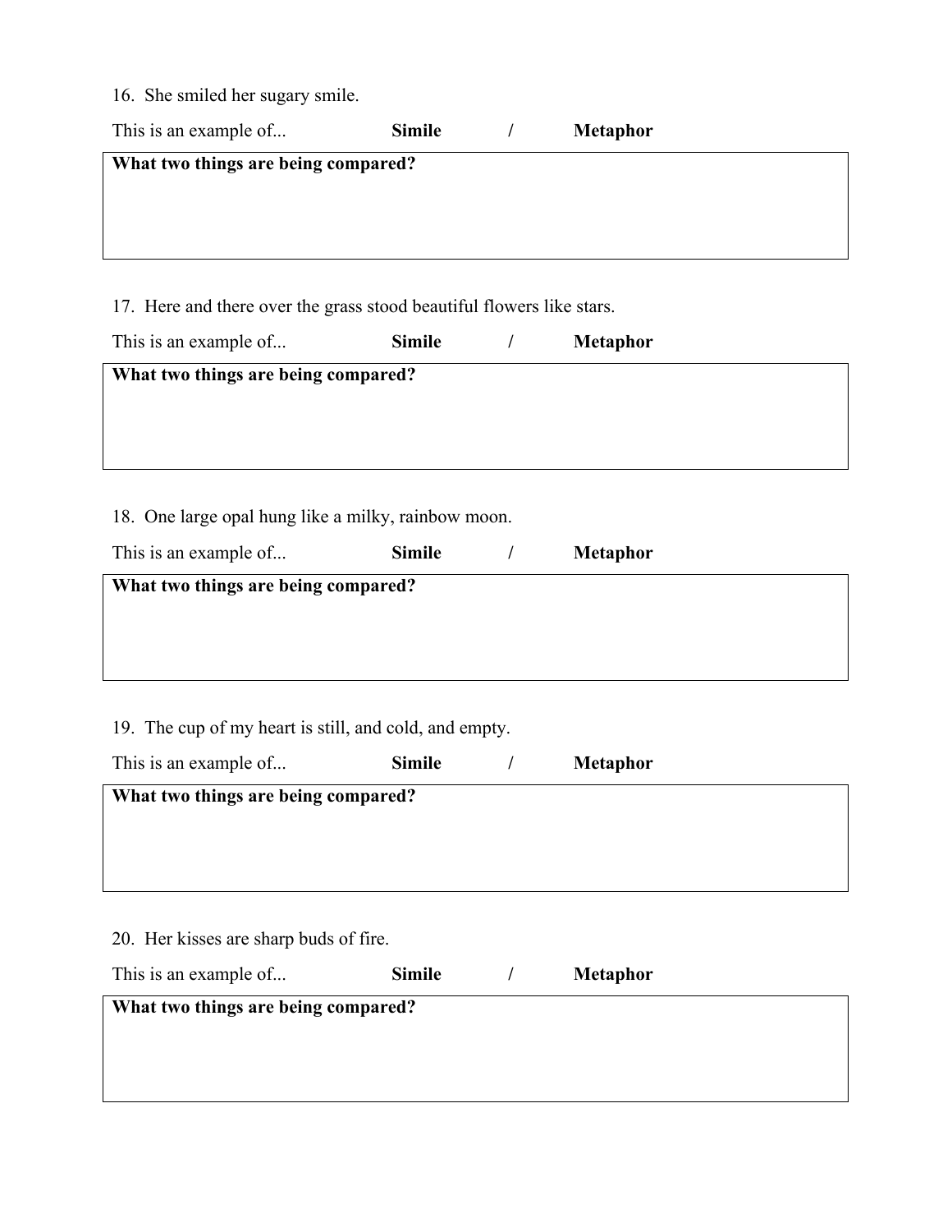16. She smiled her sugary smile.

This is an example of... **Simile** / **Metaphor**

| **What two things are being compared?** |
| --- |
| |

17. Here and there over the grass stood beautiful flowers like stars.

This is an example of... **Simile** / **Metaphor**

| **What two things are being compared?** |
| --- |
| |

18. One large opal hung like a milky, rainbow moon.

This is an example of... **Simile** / **Metaphor**

| **What two things are being compared?** |
| --- |
| |

19. The cup of my heart is still, and cold, and empty.

This is an example of... **Simile** / **Metaphor**

| **What two things are being compared?** |
| --- |
| |

20. Her kisses are sharp buds of fire.

This is an example of... **Simile** / **Metaphor**

| **What two things are being compared?** |
| --- |
| |